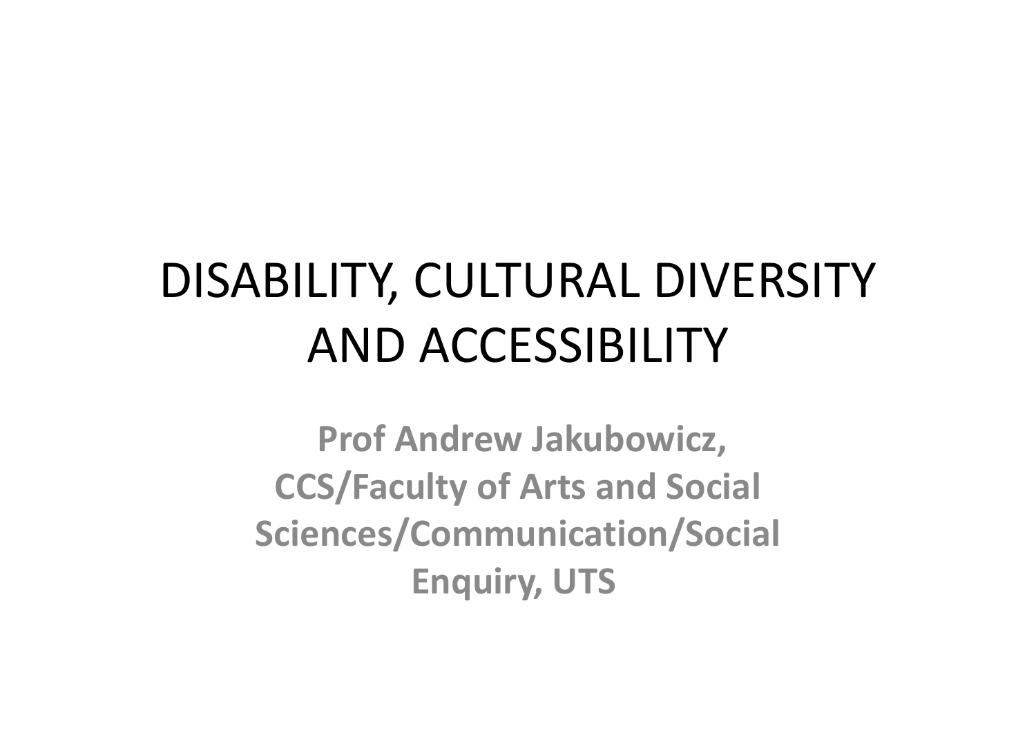# DISABILITY, CULTURAL DIVERSITY AND ACCESSIBILITY

**Prof Andrew Jakubowicz, CCS/Faculty of Arts and Social Sciences/Communication/Social Enquiry, UTS**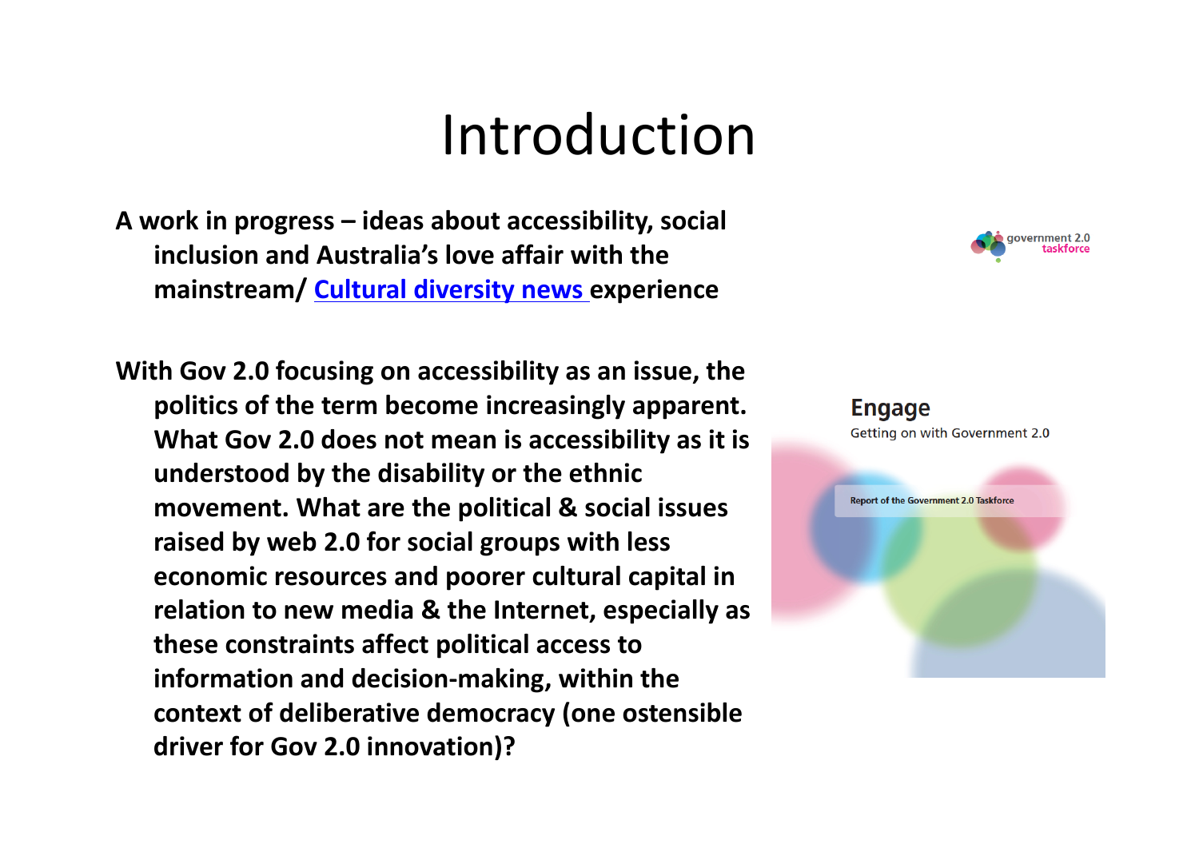# Introduction

**A work in progress – ideas about accessibility, social inclusion and Australia's love affair with the mainstream/ Cultural diversity news experience**

**With Gov 2.0 focusing on accessibility as an issue, the politics of the term become increasingly apparent. What Gov 2.0 does not mean is accessibility as it is understood by the disability or the ethnic movement. What are the political & social issues raised by web 2.0 for social groups with less economic resources and poorer cultural capital in relation to new media & the Internet, especially as these constraints affect political access to information and decision-making, within the context of deliberative democracy (one ostensible driver for Gov 2.0 innovation)?**

government 2.0 taskforce

Engage

Getting on with Government 2.0

Report of the Government 2.0 Taskforce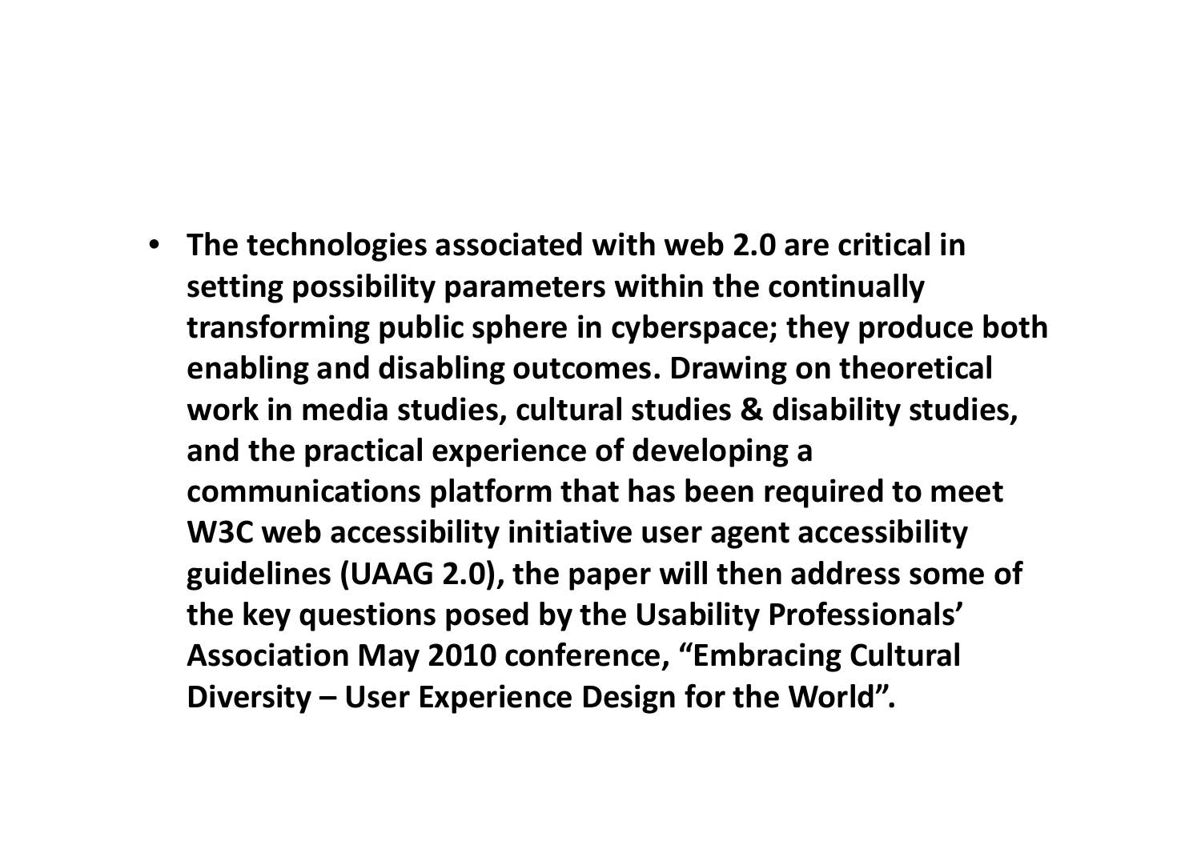- **The technologies associated with web 2.0 are critical in setting possibility parameters within the continually transforming public sphere in cyberspace; they produce both enabling and disabling outcomes. Drawing on theoretical work in media studies, cultural studies & disability studies, and the practical experience of developing a communications platform that has been required to meet W3C web accessibility initiative user agent accessibility guidelines (UAAG 2.0), the paper will then address some of the key questions posed by the Usability Professionals' Association May 2010 conference, "Embracing Cultural Diversity – User Experience Design for the World".**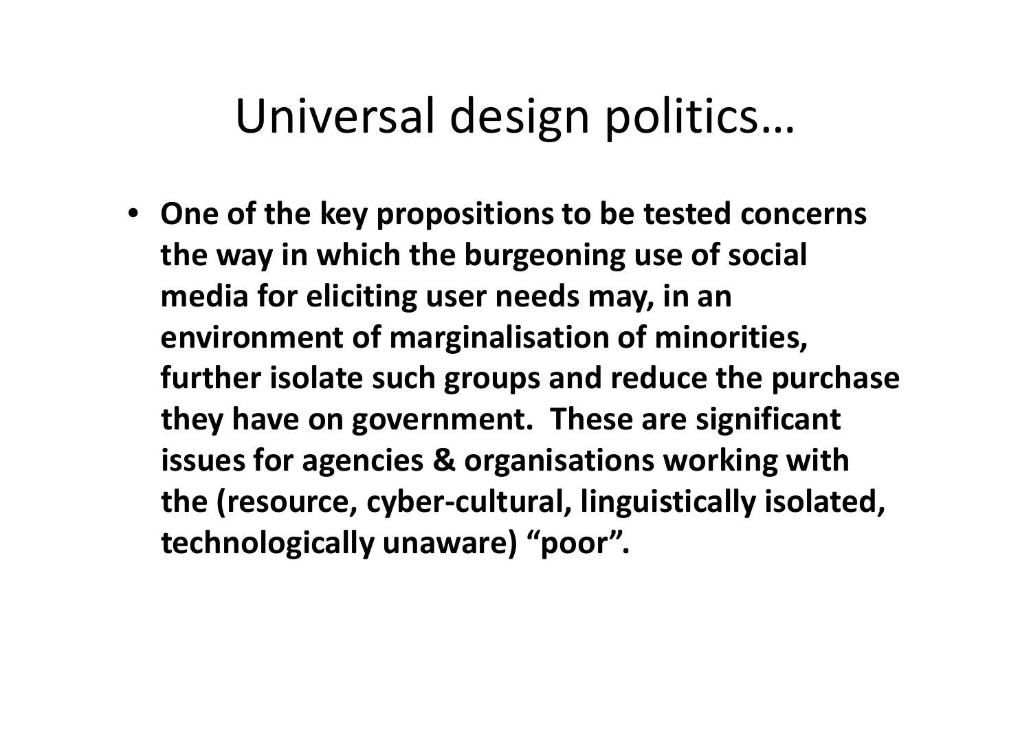# Universal design politics…

- **One of the key propositions to be tested concerns the way in which the burgeoning use of social media for eliciting user needs may, in an environment of marginalisation of minorities, further isolate such groups and reduce the purchase they have on government. These are significant issues for agencies & organisations working with the (resource, cyber-cultural, linguistically isolated, technologically unaware) "poor".**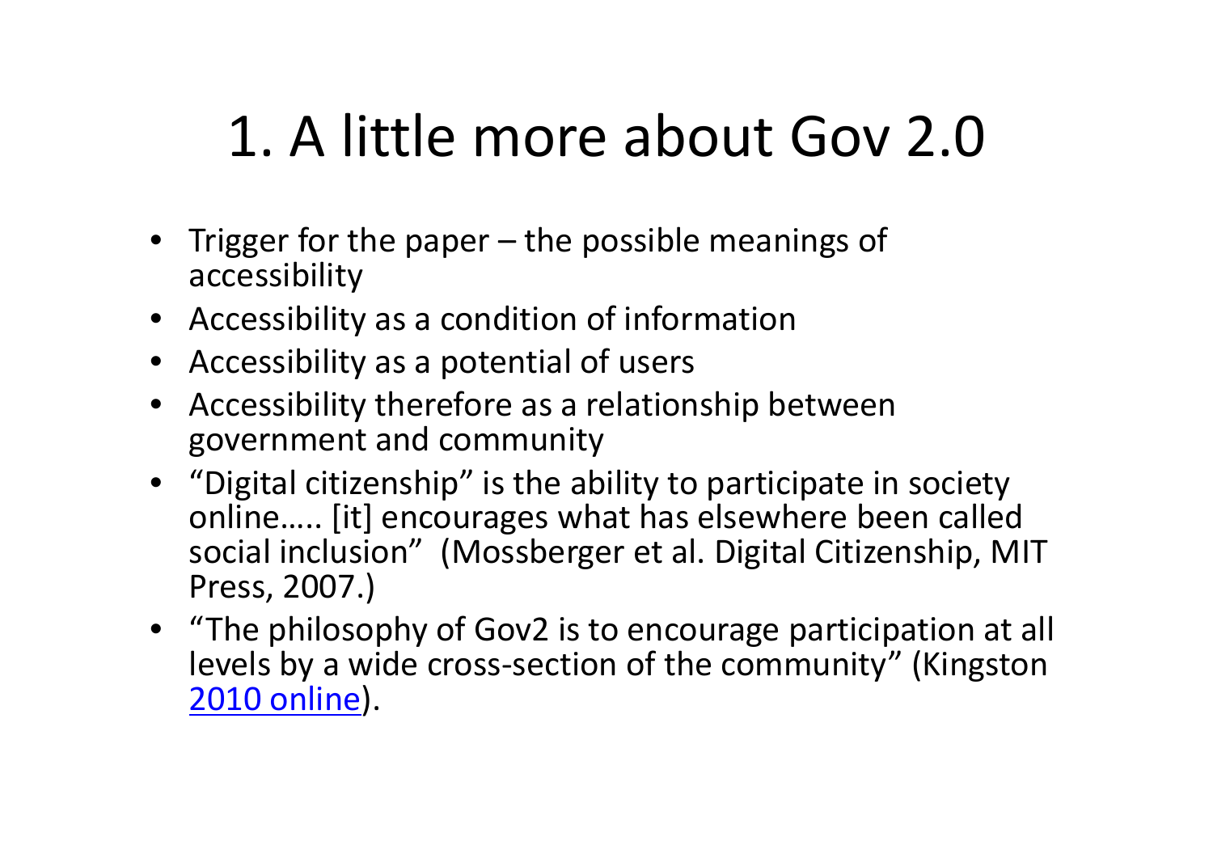# 1. A little more about Gov 2.0

- Trigger for the paper – the possible meanings of accessibility
- Accessibility as a condition of information
- Accessibility as a potential of users
- Accessibility therefore as a relationship between government and community
- "Digital citizenship" is the ability to participate in society online….. [it] encourages what has elsewhere been called social inclusion" (Mossberger et al. Digital Citizenship, MIT Press, 2007.)
- "The philosophy of Gov2 is to encourage participation at all levels by a wide cross-section of the community" (Kingston 2010 online).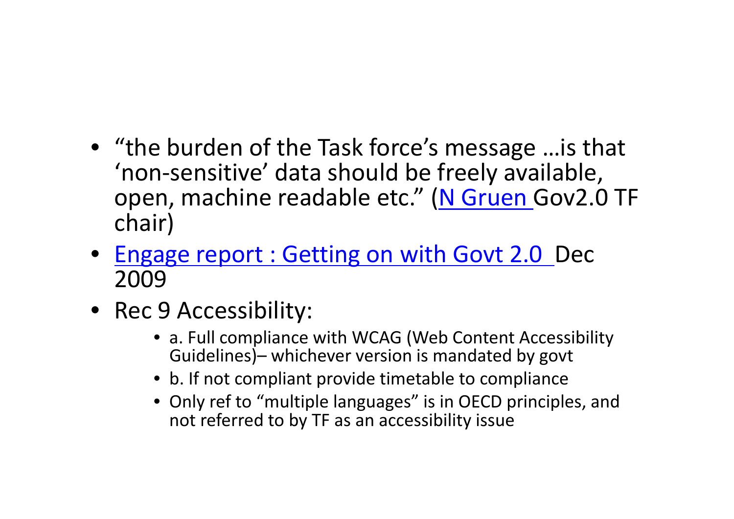- "the burden of the Task force's message …is that 'non-sensitive' data should be freely available, open, machine readable etc." (N Gruen Gov2.0 TF chair)
- Engage report : Getting on with Govt 2.0 Dec 2009
- Rec 9 Accessibility:
  - a. Full compliance with WCAG (Web Content Accessibility Guidelines)– whichever version is mandated by govt
  - b. If not compliant provide timetable to compliance
  - Only ref to "multiple languages" is in OECD principles, and not referred to by TF as an accessibility issue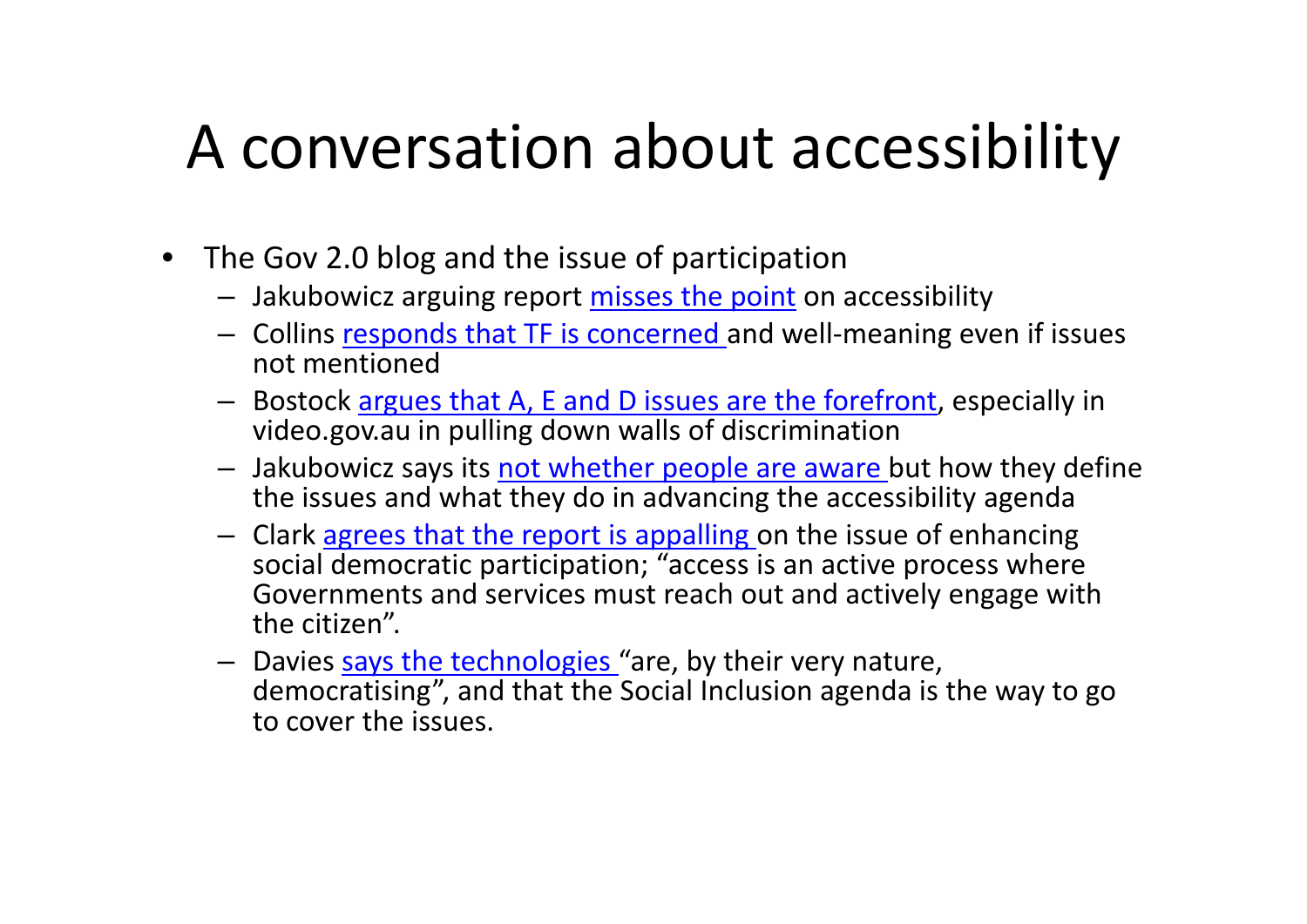# A conversation about accessibility

- The Gov 2.0 blog and the issue of participation
  - Jakubowicz arguing report misses the point on accessibility
  - Collins responds that TF is concerned and well-meaning even if issues not mentioned
  - Bostock argues that A, E and D issues are the forefront, especially in video.gov.au in pulling down walls of discrimination
  - Jakubowicz says its not whether people are aware but how they define the issues and what they do in advancing the accessibility agenda
  - Clark agrees that the report is appalling on the issue of enhancing social democratic participation; "access is an active process where Governments and services must reach out and actively engage with the citizen".
  - Davies says the technologies "are, by their very nature, democratising", and that the Social Inclusion agenda is the way to go to cover the issues.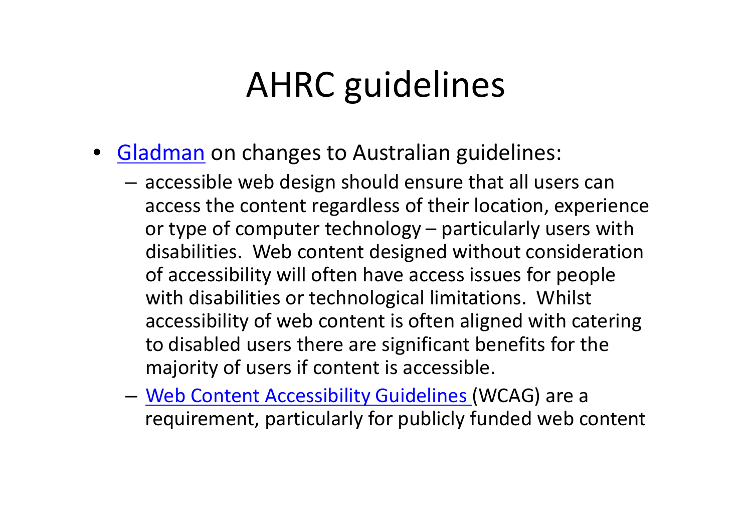# AHRC guidelines

- Gladman on changes to Australian guidelines:
  - accessible web design should ensure that all users can access the content regardless of their location, experience or type of computer technology – particularly users with disabilities. Web content designed without consideration of accessibility will often have access issues for people with disabilities or technological limitations. Whilst accessibility of web content is often aligned with catering to disabled users there are significant benefits for the majority of users if content is accessible.
  - Web Content Accessibility Guidelines (WCAG) are a requirement, particularly for publicly funded web content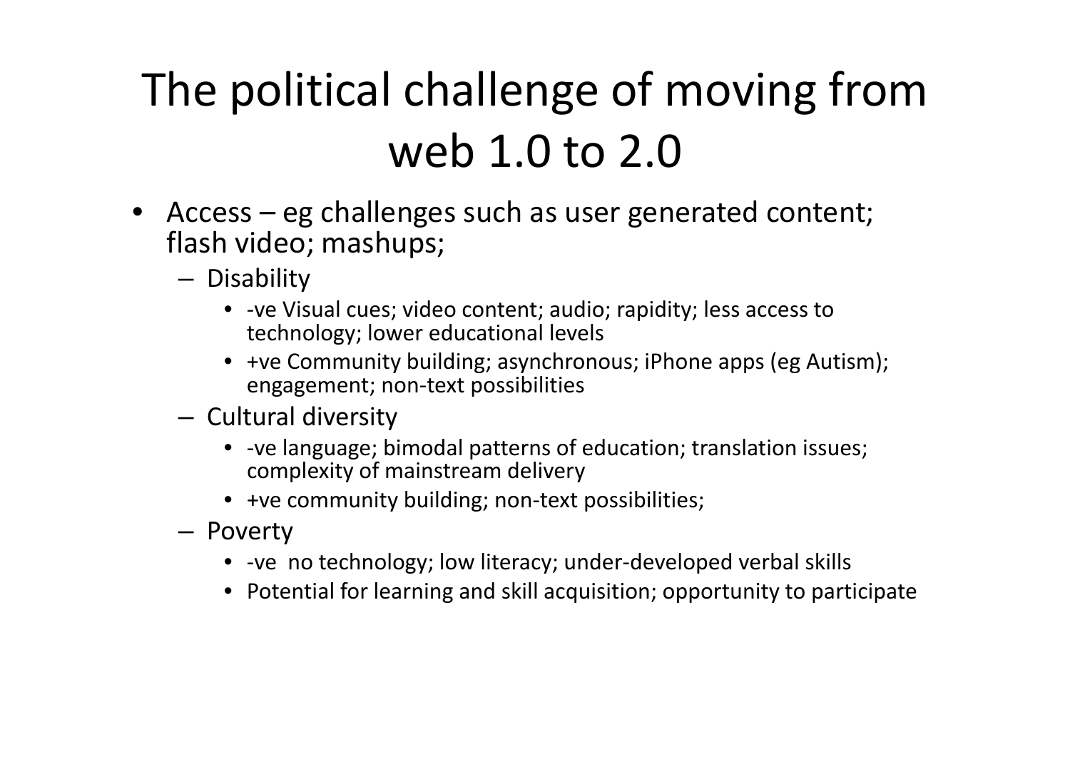# The political challenge of moving from web 1.0 to 2.0

- Access – eg challenges such as user generated content; flash video; mashups;
  - Disability
    - -ve Visual cues; video content; audio; rapidity; less access to technology; lower educational levels
    - +ve Community building; asynchronous; iPhone apps (eg Autism); engagement; non-text possibilities
  - Cultural diversity
    - -ve language; bimodal patterns of education; translation issues; complexity of mainstream delivery
    - +ve community building; non-text possibilities;
  - Poverty
    - -ve no technology; low literacy; under-developed verbal skills
    - Potential for learning and skill acquisition; opportunity to participate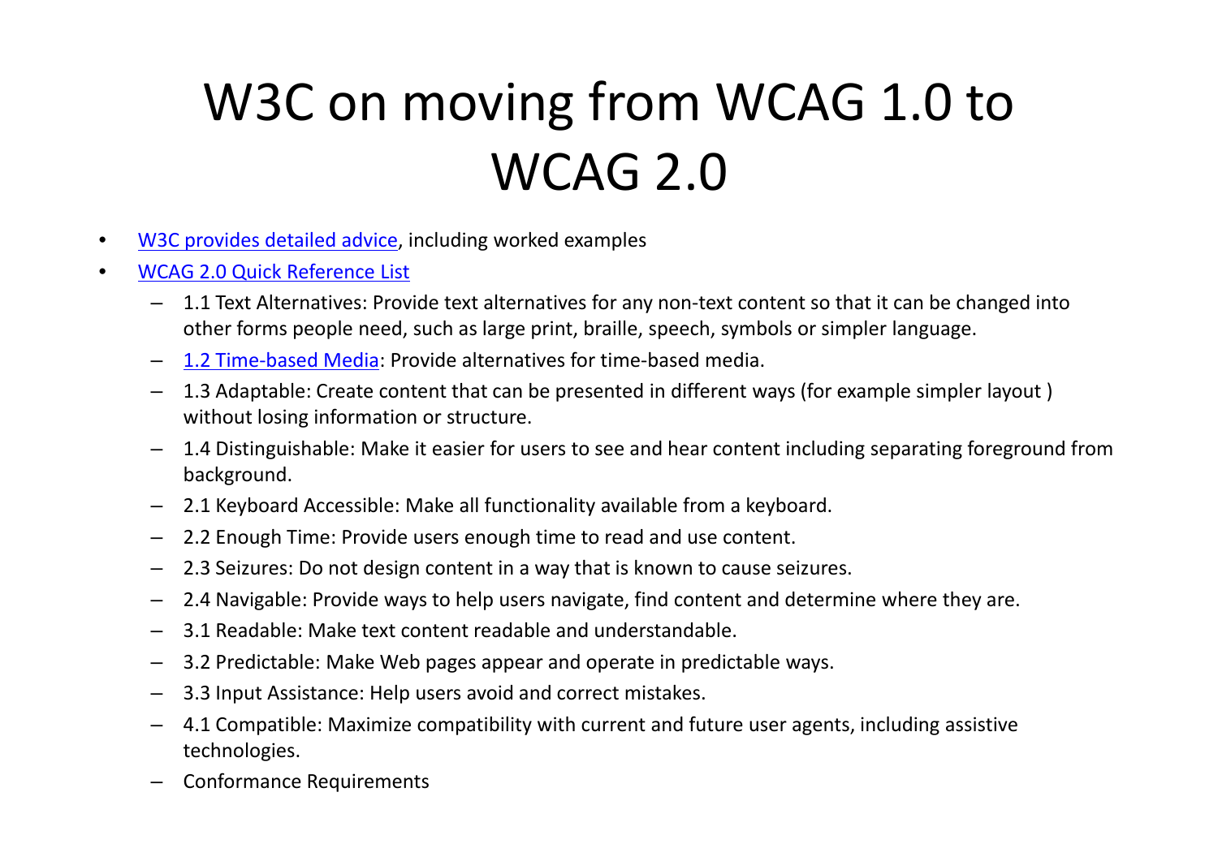# W3C on moving from WCAG 1.0 to WCAG 2.0

- W3C provides detailed advice, including worked examples
- WCAG 2.0 Quick Reference List
  - 1.1 Text Alternatives: Provide text alternatives for any non-text content so that it can be changed into other forms people need, such as large print, braille, speech, symbols or simpler language.
  - 1.2 Time-based Media: Provide alternatives for time-based media.
  - 1.3 Adaptable: Create content that can be presented in different ways (for example simpler layout ) without losing information or structure.
  - 1.4 Distinguishable: Make it easier for users to see and hear content including separating foreground from background.
  - 2.1 Keyboard Accessible: Make all functionality available from a keyboard.
  - 2.2 Enough Time: Provide users enough time to read and use content.
  - 2.3 Seizures: Do not design content in a way that is known to cause seizures.
  - 2.4 Navigable: Provide ways to help users navigate, find content and determine where they are.
  - 3.1 Readable: Make text content readable and understandable.
  - 3.2 Predictable: Make Web pages appear and operate in predictable ways.
  - 3.3 Input Assistance: Help users avoid and correct mistakes.
  - 4.1 Compatible: Maximize compatibility with current and future user agents, including assistive technologies.
  - Conformance Requirements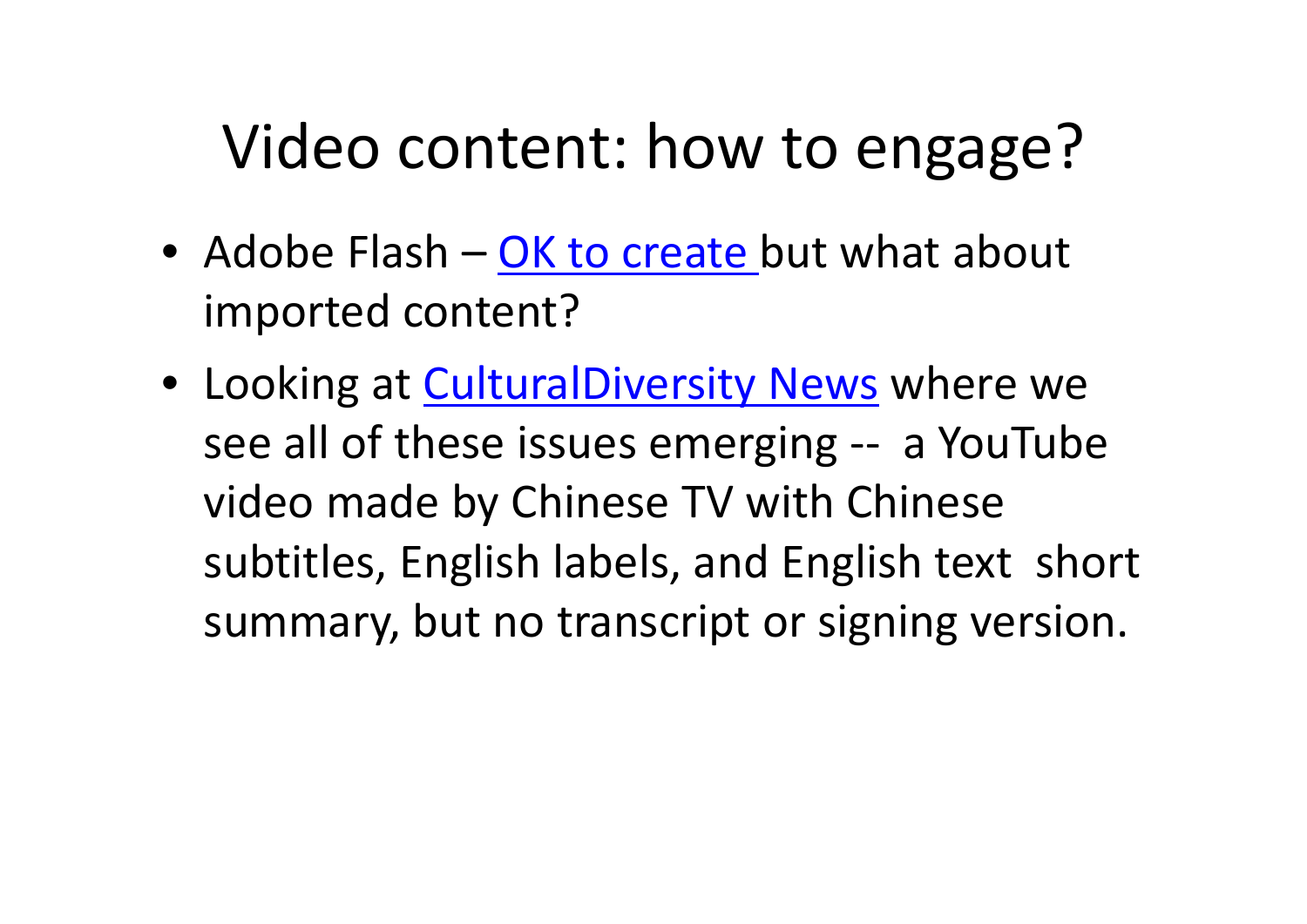# Video content: how to engage?

- Adobe Flash – OK to create but what about imported content?
- Looking at CulturalDiversity News where we see all of these issues emerging -- a YouTube video made by Chinese TV with Chinese subtitles, English labels, and English text short summary, but no transcript or signing version.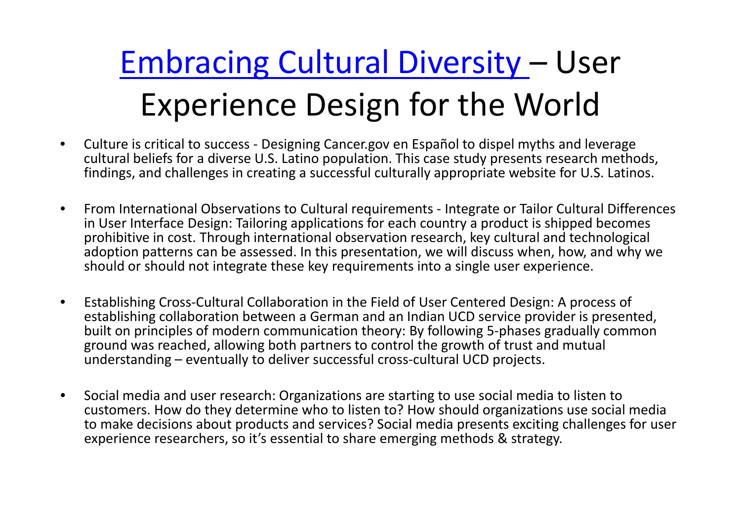# Embracing Cultural Diversity – User Experience Design for the World

- Culture is critical to success - Designing Cancer.gov en Español to dispel myths and leverage cultural beliefs for a diverse U.S. Latino population. This case study presents research methods, findings, and challenges in creating a successful culturally appropriate website for U.S. Latinos.

- From International Observations to Cultural requirements - Integrate or Tailor Cultural Differences in User Interface Design: Tailoring applications for each country a product is shipped becomes prohibitive in cost. Through international observation research, key cultural and technological adoption patterns can be assessed. In this presentation, we will discuss when, how, and why we should or should not integrate these key requirements into a single user experience.

- Establishing Cross-Cultural Collaboration in the Field of User Centered Design: A process of establishing collaboration between a German and an Indian UCD service provider is presented, built on principles of modern communication theory: By following 5-phases gradually common ground was reached, allowing both partners to control the growth of trust and mutual understanding – eventually to deliver successful cross-cultural UCD projects.

- Social media and user research: Organizations are starting to use social media to listen to customers. How do they determine who to listen to? How should organizations use social media to make decisions about products and services? Social media presents exciting challenges for user experience researchers, so it's essential to share emerging methods & strategy.